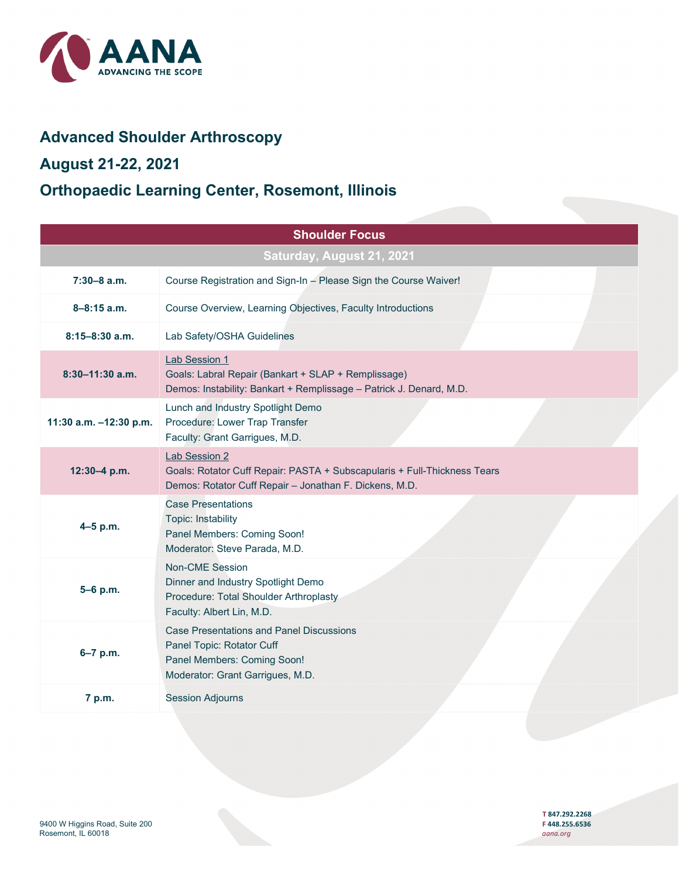# Advanced Shoulder Arthroscopy

## August 21-22, 2021

## Orthopaedic Learning Center, Rosemont, Illinois

| Shoulder Focus | |
|---|---|
| **Saturday, August 21, 2021** | |
| **7:30–8 a.m.** | Course Registration and Sign-In – Please Sign the Course Waiver! |
| **8–8:15 a.m.** | Course Overview, Learning Objectives, Faculty Introductions |
| **8:15–8:30 a.m.** | Lab Safety/OSHA Guidelines |
| **8:30–11:30 a.m.** | Lab Session 1<br>Goals: Labral Repair (Bankart + SLAP + Remplissage)<br>Demos: Instability: Bankart + Remplissage – Patrick J. Denard, M.D. |
| **11:30 a.m. –12:30 p.m.** | Lunch and Industry Spotlight Demo<br>Procedure: Lower Trap Transfer<br>Faculty: Grant Garrigues, M.D. |
| **12:30–4 p.m.** | Lab Session 2<br>Goals: Rotator Cuff Repair: PASTA + Subscapularis + Full-Thickness Tears<br>Demos: Rotator Cuff Repair – Jonathan F. Dickens, M.D. |
| **4–5 p.m.** | Case Presentations<br>Topic: Instability<br>Panel Members: Coming Soon!<br>Moderator: Steve Parada, M.D. |
| **5–6 p.m.** | Non-CME Session<br>Dinner and Industry Spotlight Demo<br>Procedure: Total Shoulder Arthroplasty<br>Faculty: Albert Lin, M.D. |
| **6–7 p.m.** | Case Presentations and Panel Discussions<br>Panel Topic: Rotator Cuff<br>Panel Members: Coming Soon!<br>Moderator: Grant Garrigues, M.D. |
| **7 p.m.** | Session Adjourns |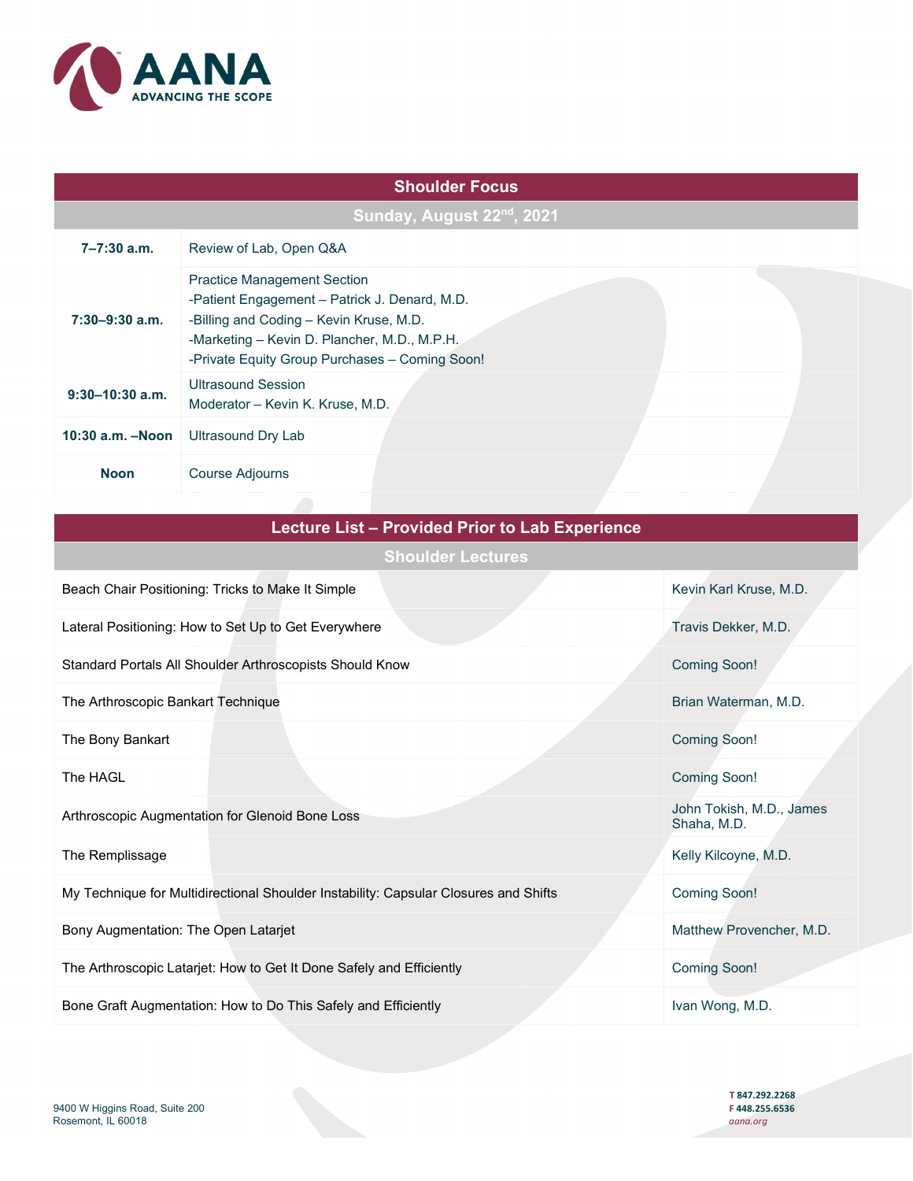| Shoulder Focus | |
|---|---|
| **Sunday, August 22nd, 2021** | |
| **7–7:30 a.m.** | Review of Lab, Open Q&A |
| **7:30–9:30 a.m.** | Practice Management Section<br>-Patient Engagement – Patrick J. Denard, M.D.<br>-Billing and Coding – Kevin Kruse, M.D.<br>-Marketing – Kevin D. Plancher, M.D., M.P.H.<br>-Private Equity Group Purchases – Coming Soon! |
| **9:30–10:30 a.m.** | Ultrasound Session<br>Moderator – Kevin K. Kruse, M.D. |
| **10:30 a.m. –Noon** | Ultrasound Dry Lab |
| **Noon** | Course Adjourns |

| Lecture List – Provided Prior to Lab Experience | |
|---|---|
| **Shoulder Lectures** | |
| Beach Chair Positioning: Tricks to Make It Simple | Kevin Karl Kruse, M.D. |
| Lateral Positioning: How to Set Up to Get Everywhere | Travis Dekker, M.D. |
| Standard Portals All Shoulder Arthroscopists Should Know | Coming Soon! |
| The Arthroscopic Bankart Technique | Brian Waterman, M.D. |
| The Bony Bankart | Coming Soon! |
| The HAGL | Coming Soon! |
| Arthroscopic Augmentation for Glenoid Bone Loss | John Tokish, M.D., James Shaha, M.D. |
| The Remplissage | Kelly Kilcoyne, M.D. |
| My Technique for Multidirectional Shoulder Instability: Capsular Closures and Shifts | Coming Soon! |
| Bony Augmentation: The Open Latarjet | Matthew Provencher, M.D. |
| The Arthroscopic Latarjet: How to Get It Done Safely and Efficiently | Coming Soon! |
| Bone Graft Augmentation: How to Do This Safely and Efficiently | Ivan Wong, M.D. |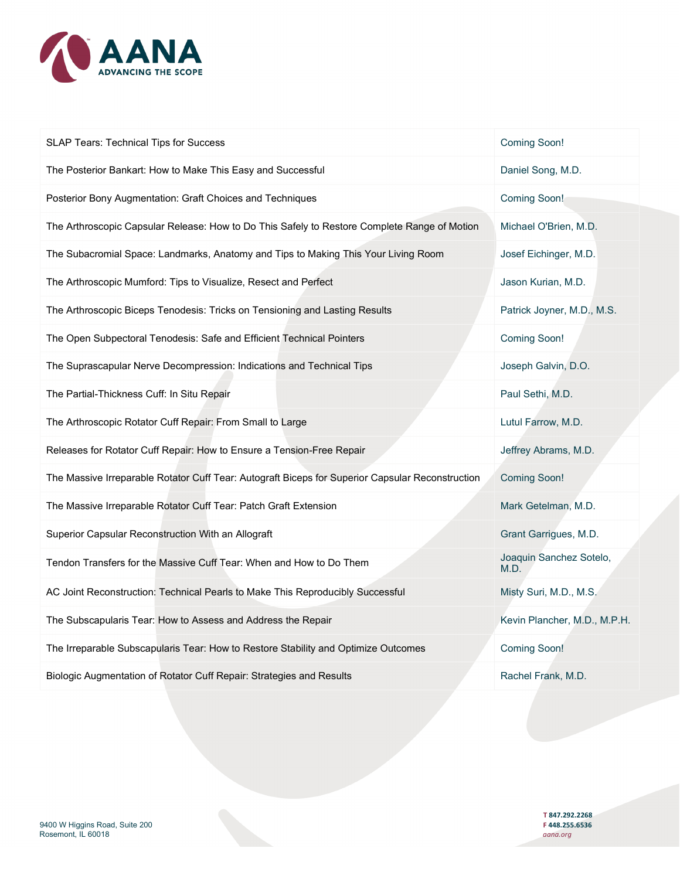| | |
|---|---|
| SLAP Tears: Technical Tips for Success | Coming Soon! |
| The Posterior Bankart: How to Make This Easy and Successful | Daniel Song, M.D. |
| Posterior Bony Augmentation: Graft Choices and Techniques | Coming Soon! |
| The Arthroscopic Capsular Release: How to Do This Safely to Restore Complete Range of Motion | Michael O'Brien, M.D. |
| The Subacromial Space: Landmarks, Anatomy and Tips to Making This Your Living Room | Josef Eichinger, M.D. |
| The Arthroscopic Mumford: Tips to Visualize, Resect and Perfect | Jason Kurian, M.D. |
| The Arthroscopic Biceps Tenodesis: Tricks on Tensioning and Lasting Results | Patrick Joyner, M.D., M.S. |
| The Open Subpectoral Tenodesis: Safe and Efficient Technical Pointers | Coming Soon! |
| The Suprascapular Nerve Decompression: Indications and Technical Tips | Joseph Galvin, D.O. |
| The Partial-Thickness Cuff: In Situ Repair | Paul Sethi, M.D. |
| The Arthroscopic Rotator Cuff Repair: From Small to Large | Lutul Farrow, M.D. |
| Releases for Rotator Cuff Repair: How to Ensure a Tension-Free Repair | Jeffrey Abrams, M.D. |
| The Massive Irreparable Rotator Cuff Tear: Autograft Biceps for Superior Capsular Reconstruction | Coming Soon! |
| The Massive Irreparable Rotator Cuff Tear: Patch Graft Extension | Mark Getelman, M.D. |
| Superior Capsular Reconstruction With an Allograft | Grant Garrigues, M.D. |
| Tendon Transfers for the Massive Cuff Tear: When and How to Do Them | Joaquin Sanchez Sotelo, M.D. |
| AC Joint Reconstruction: Technical Pearls to Make This Reproducibly Successful | Misty Suri, M.D., M.S. |
| The Subscapularis Tear: How to Assess and Address the Repair | Kevin Plancher, M.D., M.P.H. |
| The Irreparable Subscapularis Tear: How to Restore Stability and Optimize Outcomes | Coming Soon! |
| Biologic Augmentation of Rotator Cuff Repair: Strategies and Results | Rachel Frank, M.D. |